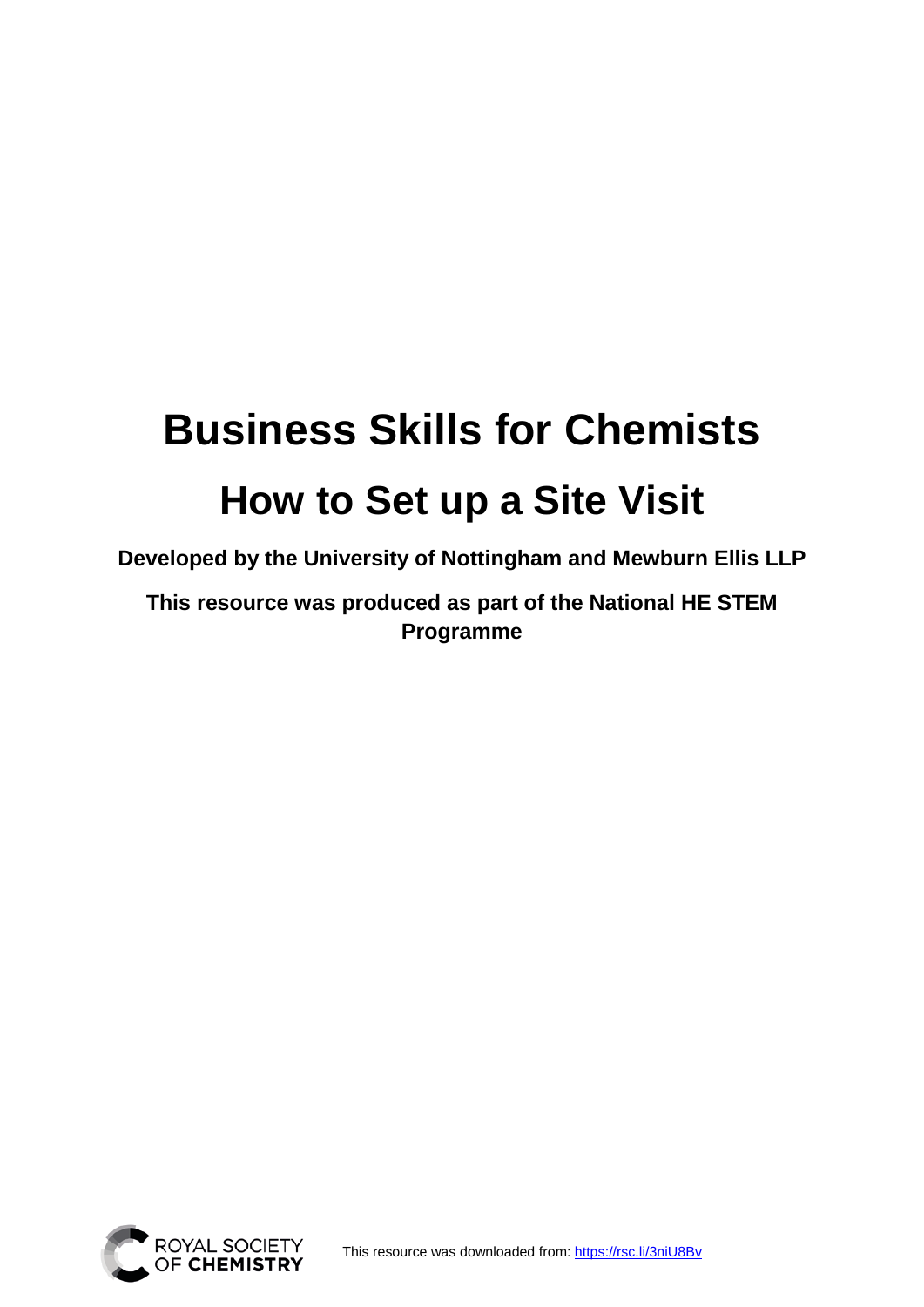# Business Skills for Chemists

## How to Set up a Site Visit

**Developed by the University of Nottingham and Mewburn Ellis LLP**

**This resource was produced as part of the National HE STEM Programme**

ROYAL SOCIETY OF CHEMISTRY

This resource was downloaded from: https://rsc.li/3niU8Bv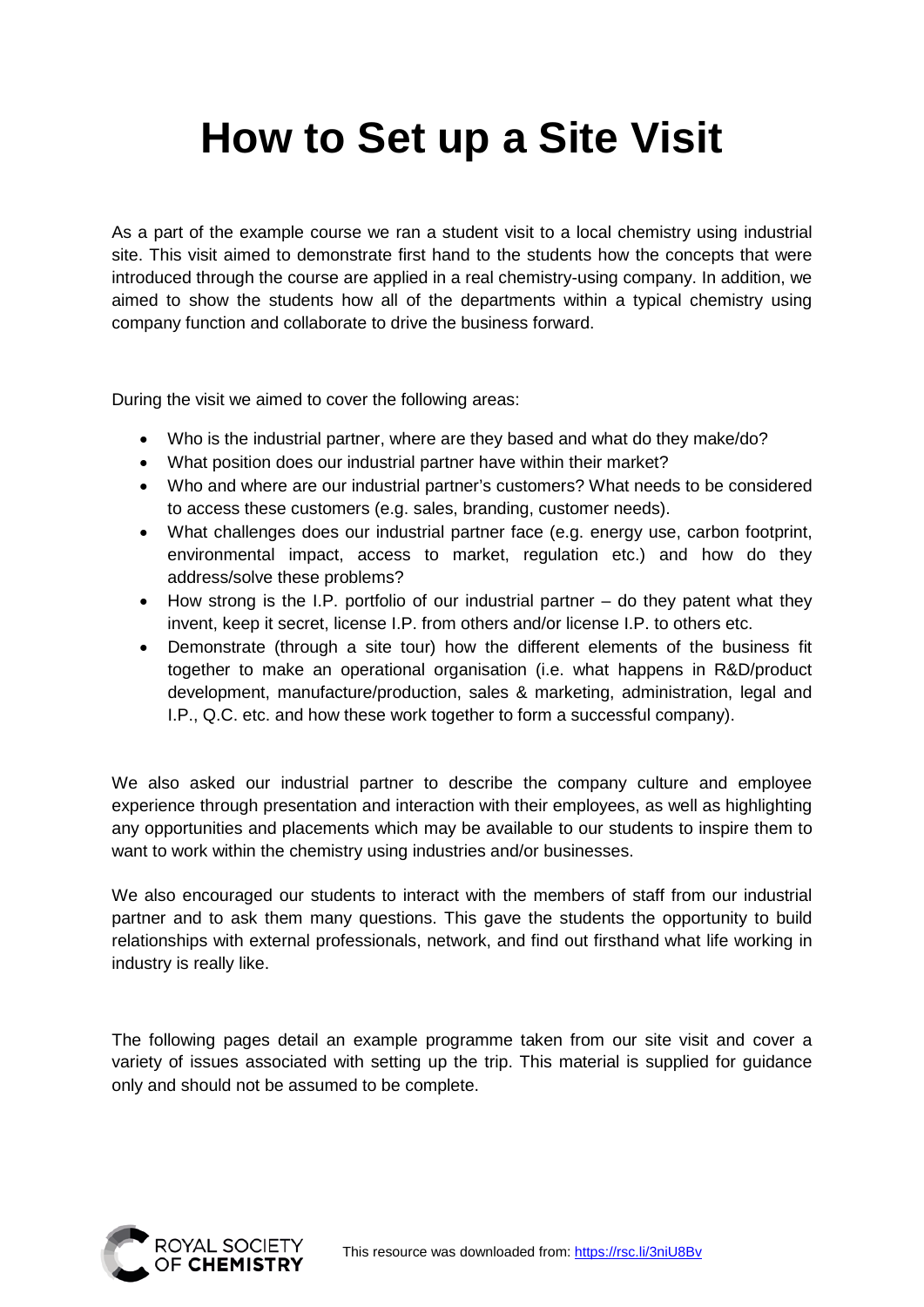# How to Set up a Site Visit

As a part of the example course we ran a student visit to a local chemistry using industrial site. This visit aimed to demonstrate first hand to the students how the concepts that were introduced through the course are applied in a real chemistry-using company. In addition, we aimed to show the students how all of the departments within a typical chemistry using company function and collaborate to drive the business forward.

During the visit we aimed to cover the following areas:

- Who is the industrial partner, where are they based and what do they make/do?
- What position does our industrial partner have within their market?
- Who and where are our industrial partner's customers? What needs to be considered to access these customers (e.g. sales, branding, customer needs).
- What challenges does our industrial partner face (e.g. energy use, carbon footprint, environmental impact, access to market, regulation etc.) and how do they address/solve these problems?
- How strong is the I.P. portfolio of our industrial partner – do they patent what they invent, keep it secret, license I.P. from others and/or license I.P. to others etc.
- Demonstrate (through a site tour) how the different elements of the business fit together to make an operational organisation (i.e. what happens in R&D/product development, manufacture/production, sales & marketing, administration, legal and I.P., Q.C. etc. and how these work together to form a successful company).

We also asked our industrial partner to describe the company culture and employee experience through presentation and interaction with their employees, as well as highlighting any opportunities and placements which may be available to our students to inspire them to want to work within the chemistry using industries and/or businesses.

We also encouraged our students to interact with the members of staff from our industrial partner and to ask them many questions. This gave the students the opportunity to build relationships with external professionals, network, and find out firsthand what life working in industry is really like.

The following pages detail an example programme taken from our site visit and cover a variety of issues associated with setting up the trip. This material is supplied for guidance only and should not be assumed to be complete.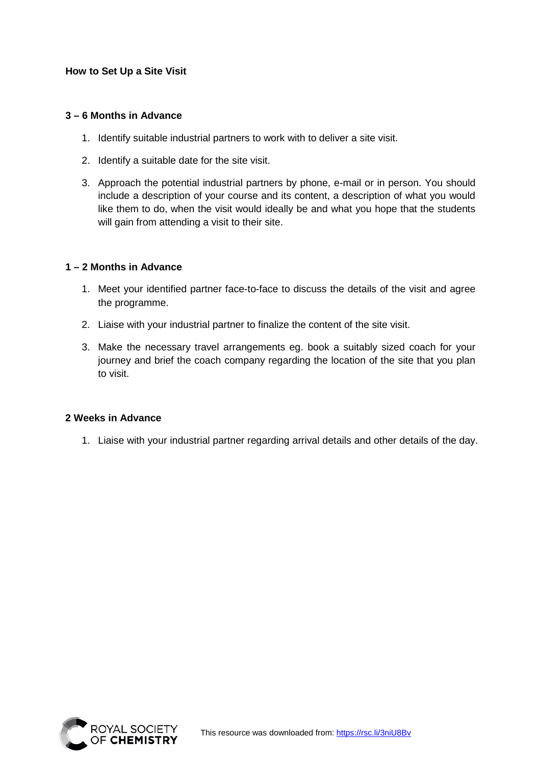**How to Set Up a Site Visit**

**3 – 6 Months in Advance**

1. Identify suitable industrial partners to work with to deliver a site visit.

2. Identify a suitable date for the site visit.

3. Approach the potential industrial partners by phone, e-mail or in person. You should include a description of your course and its content, a description of what you would like them to do, when the visit would ideally be and what you hope that the students will gain from attending a visit to their site.

**1 – 2 Months in Advance**

1. Meet your identified partner face-to-face to discuss the details of the visit and agree the programme.

2. Liaise with your industrial partner to finalize the content of the site visit.

3. Make the necessary travel arrangements eg. book a suitably sized coach for your journey and brief the coach company regarding the location of the site that you plan to visit.

**2 Weeks in Advance**

1. Liaise with your industrial partner regarding arrival details and other details of the day.

ROYAL SOCIETY OF CHEMISTRY

This resource was downloaded from: https://rsc.li/3niU8Bv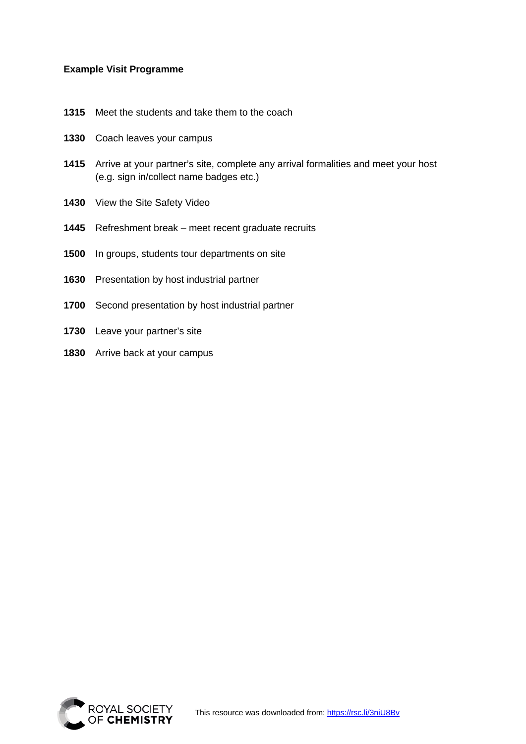**Example Visit Programme**

**1315** Meet the students and take them to the coach

**1330** Coach leaves your campus

**1415** Arrive at your partner's site, complete any arrival formalities and meet your host (e.g. sign in/collect name badges etc.)

**1430** View the Site Safety Video

**1445** Refreshment break – meet recent graduate recruits

**1500** In groups, students tour departments on site

**1630** Presentation by host industrial partner

**1700** Second presentation by host industrial partner

**1730** Leave your partner's site

**1830** Arrive back at your campus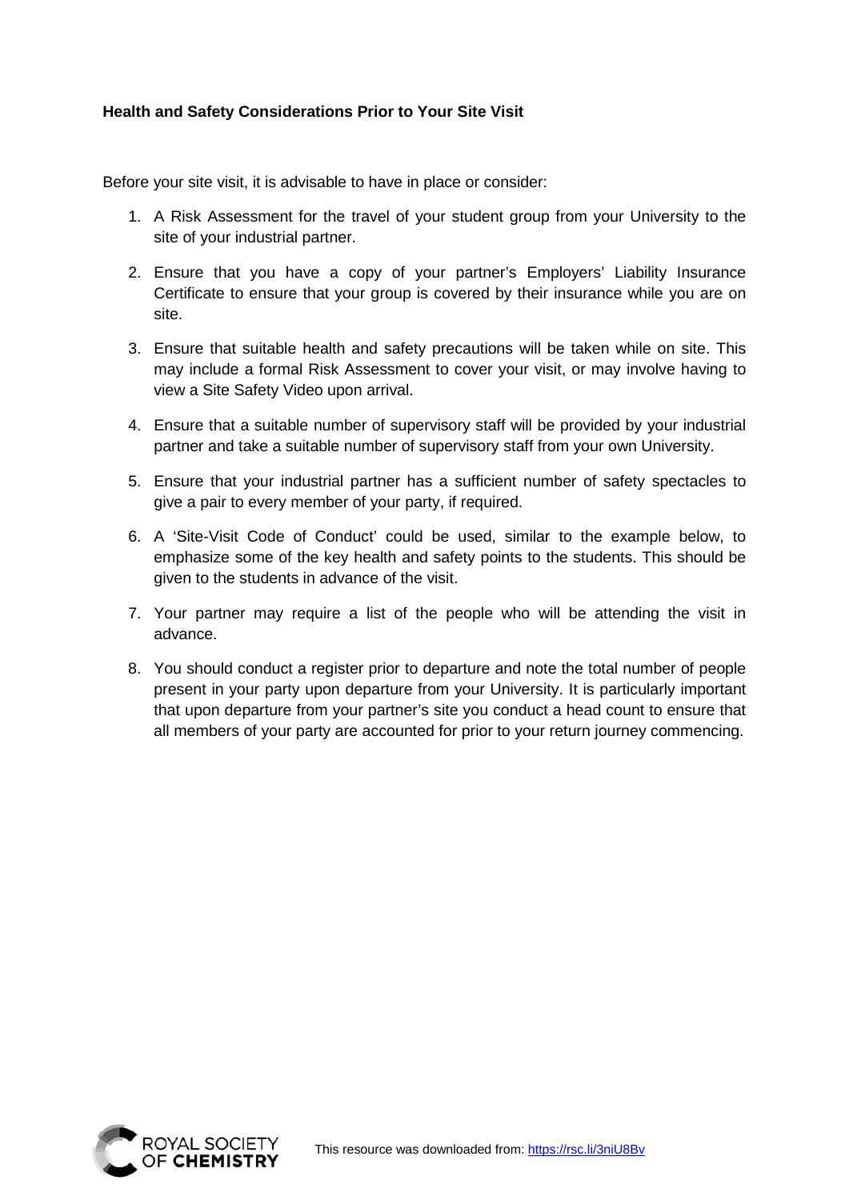**Health and Safety Considerations Prior to Your Site Visit**

Before your site visit, it is advisable to have in place or consider:

1. A Risk Assessment for the travel of your student group from your University to the site of your industrial partner.
2. Ensure that you have a copy of your partner's Employers' Liability Insurance Certificate to ensure that your group is covered by their insurance while you are on site.
3. Ensure that suitable health and safety precautions will be taken while on site. This may include a formal Risk Assessment to cover your visit, or may involve having to view a Site Safety Video upon arrival.
4. Ensure that a suitable number of supervisory staff will be provided by your industrial partner and take a suitable number of supervisory staff from your own University.
5. Ensure that your industrial partner has a sufficient number of safety spectacles to give a pair to every member of your party, if required.
6. A 'Site-Visit Code of Conduct' could be used, similar to the example below, to emphasize some of the key health and safety points to the students. This should be given to the students in advance of the visit.
7. Your partner may require a list of the people who will be attending the visit in advance.
8. You should conduct a register prior to departure and note the total number of people present in your party upon departure from your University. It is particularly important that upon departure from your partner's site you conduct a head count to ensure that all members of your party are accounted for prior to your return journey commencing.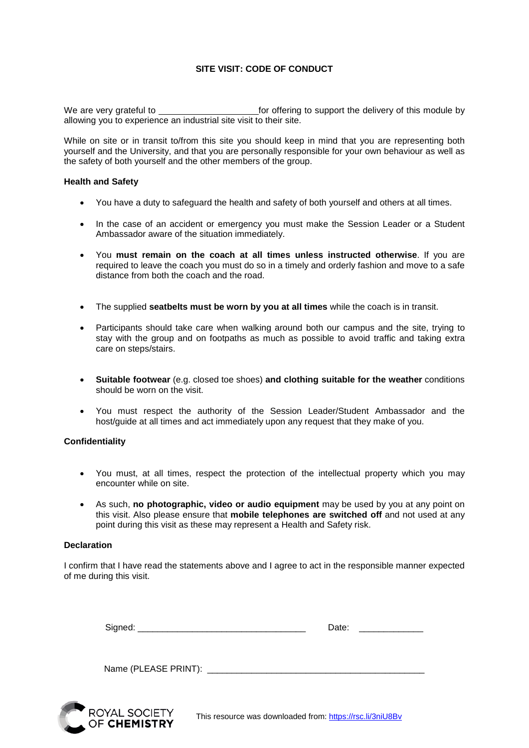# SITE VISIT: CODE OF CONDUCT

We are very grateful to ____________________ for offering to support the delivery of this module by allowing you to experience an industrial site visit to their site.

While on site or in transit to/from this site you should keep in mind that you are representing both yourself and the University, and that you are personally responsible for your own behaviour as well as the safety of both yourself and the other members of the group.

**Health and Safety**

- You have a duty to safeguard the health and safety of both yourself and others at all times.
- In the case of an accident or emergency you must make the Session Leader or a Student Ambassador aware of the situation immediately.
- You **must remain on the coach at all times unless instructed otherwise**. If you are required to leave the coach you must do so in a timely and orderly fashion and move to a safe distance from both the coach and the road.
- The supplied **seatbelts must be worn by you at all times** while the coach is in transit.
- Participants should take care when walking around both our campus and the site, trying to stay with the group and on footpaths as much as possible to avoid traffic and taking extra care on steps/stairs.
- **Suitable footwear** (e.g. closed toe shoes) **and clothing suitable for the weather** conditions should be worn on the visit.
- You must respect the authority of the Session Leader/Student Ambassador and the host/guide at all times and act immediately upon any request that they make of you.

**Confidentiality**

- You must, at all times, respect the protection of the intellectual property which you may encounter while on site.
- As such, **no photographic, video or audio equipment** may be used by you at any point on this visit. Also please ensure that **mobile telephones are switched off** and not used at any point during this visit as these may represent a Health and Safety risk.

**Declaration**

I confirm that I have read the statements above and I agree to act in the responsible manner expected of me during this visit.

Signed: ___________________________________ Date: _____________

Name (PLEASE PRINT): _____________________________________________

ROYAL SOCIETY OF CHEMISTRY

This resource was downloaded from: https://rsc.li/3niU8Bv